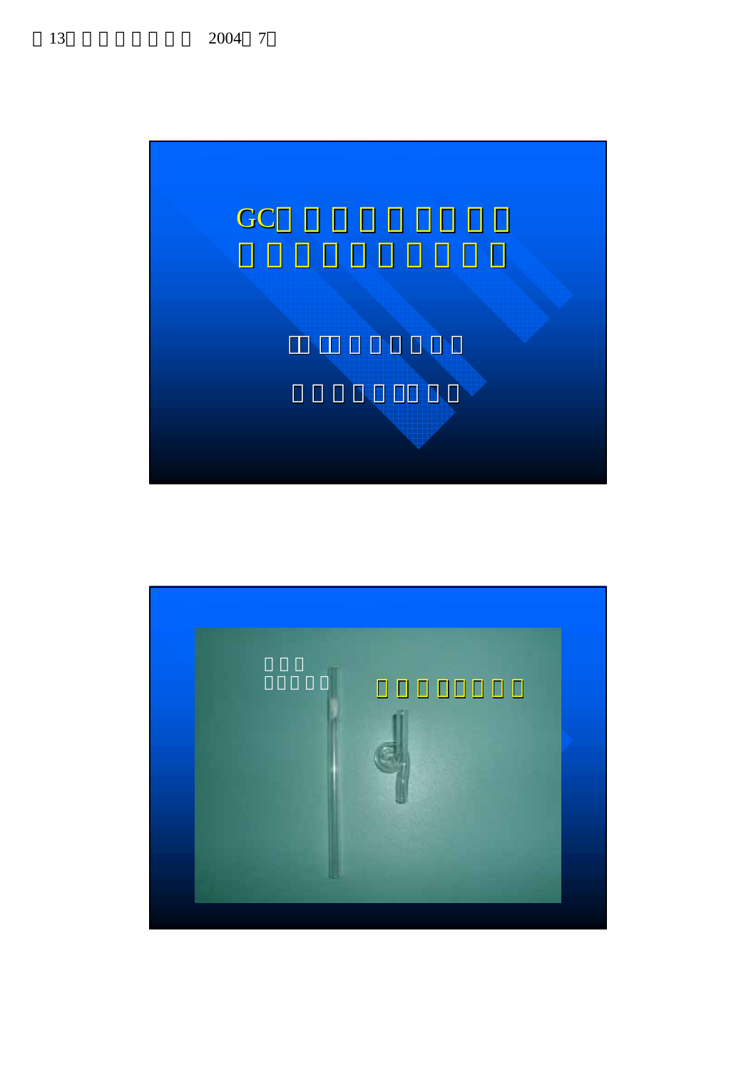# GC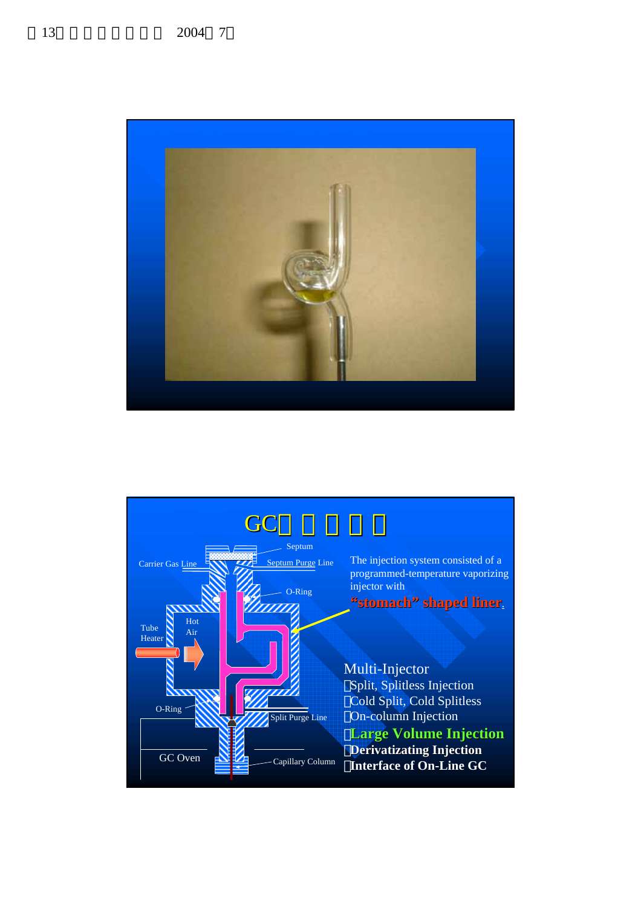GC

The injection system consisted of a programmed-temperature vaporizing injector with

**"stomach" shaped liner.**

Septum

Carrier Gas Line

Septum Purge Line

O-Ring

Tube Heater

Hot Air

O-Ring

Split Purge Line

GC Oven

Capillary Column

Multi-Injector

- Split, Splitless Injection
- Cold Split, Cold Splitless
- On-column Injection
- **Large Volume Injection**
- **Derivatizating Injection**
- **Interface of On-Line GC**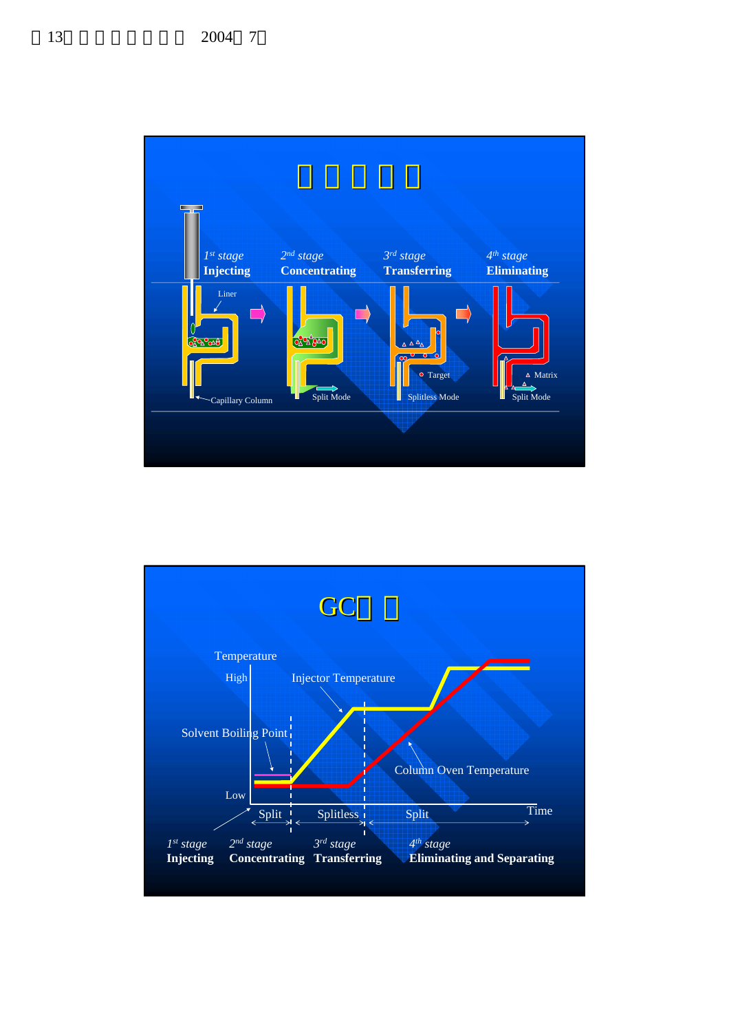# 

1st stage
**Injecting**

2nd stage
**Concentrating**

3rd stage
**Transferring**

4th stage
**Eliminating**

Liner

Capillary Column

Split Mode

Target

Splitless Mode

Matrix

Split Mode

# GC

Temperature

High

Injector Temperature

Solvent Boiling Point

Column Oven Temperature

Low

Time

Split | Splitless | Split

1st stage
**Injecting**

2nd stage
**Concentrating**

3rd stage
**Transferring**

4th stage
**Eliminating and Separating**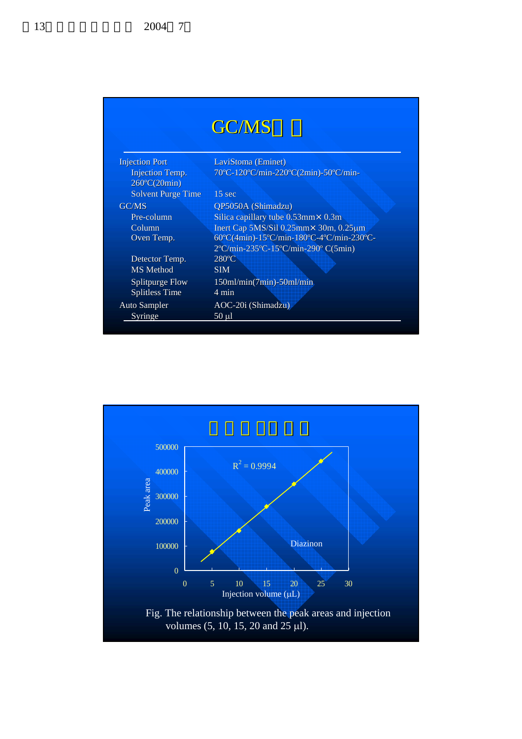# GC/MS□ □

| | |
|---|---|
| Injection Port | LaviStoma (Eminet) |
| Injection Temp. | 70ºC-120ºC/min-220ºC(2min)-50ºC/min-260ºC(20min) |
| Solvent Purge Time | 15 sec |
| GC/MS | QP5050A (Shimadzu) |
| Pre-column | Silica capillary tube 0.53mm× 0.3m |
| Column | Inert Cap 5MS/Sil 0.25mm× 30m, 0.25μm |
| Oven Temp. | 60ºC(4min)-15ºC/min-180ºC-4ºC/min-230ºC-2ºC/min-235ºC-15ºC/min-290º C(5min) |
| Detector Temp. | 280ºC |
| MS Method | SIM |
| Splitpurge Flow | 150ml/min(7min)-50ml/min |
| Splitless Time | 4 min |
| Auto Sampler | AOC-20i (Shimadzu) |
| Syringe | 50 μl |

# □ □ □ □□ □ □

Peak area vs. Injection volume (μL), Diazinon, $R^2 = 0.9994$

Fig. The relationship between the peak areas and injection volumes (5, 10, 15, 20 and 25 μl).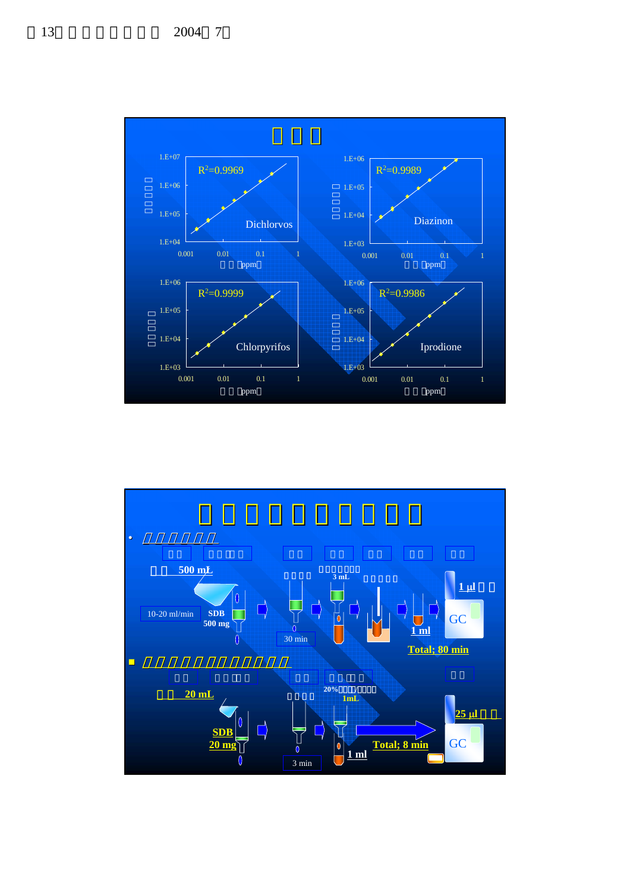## □□□

R$^2$=0.9969 Dichlorvos

R$^2$=0.9989 Diazinon

R$^2$=0.9999 Chlorpyrifos

R$^2$=0.9986 Iprodione

□□（ppm）

## □□□□□□□□□□

- □□□□□□

□□ 500 mL

10-20 ml/min

SDB 500 mg

30 min

3 mL

1 ml

1 μl □□

GC

Total; 80 min

- □□□□□□□□□□□□□□

□□ 20 mL

SDB 20 mg

3 min

20%□□□□/□□□□ 1mL

1 ml

Total; 8 min

25 μl □□

GC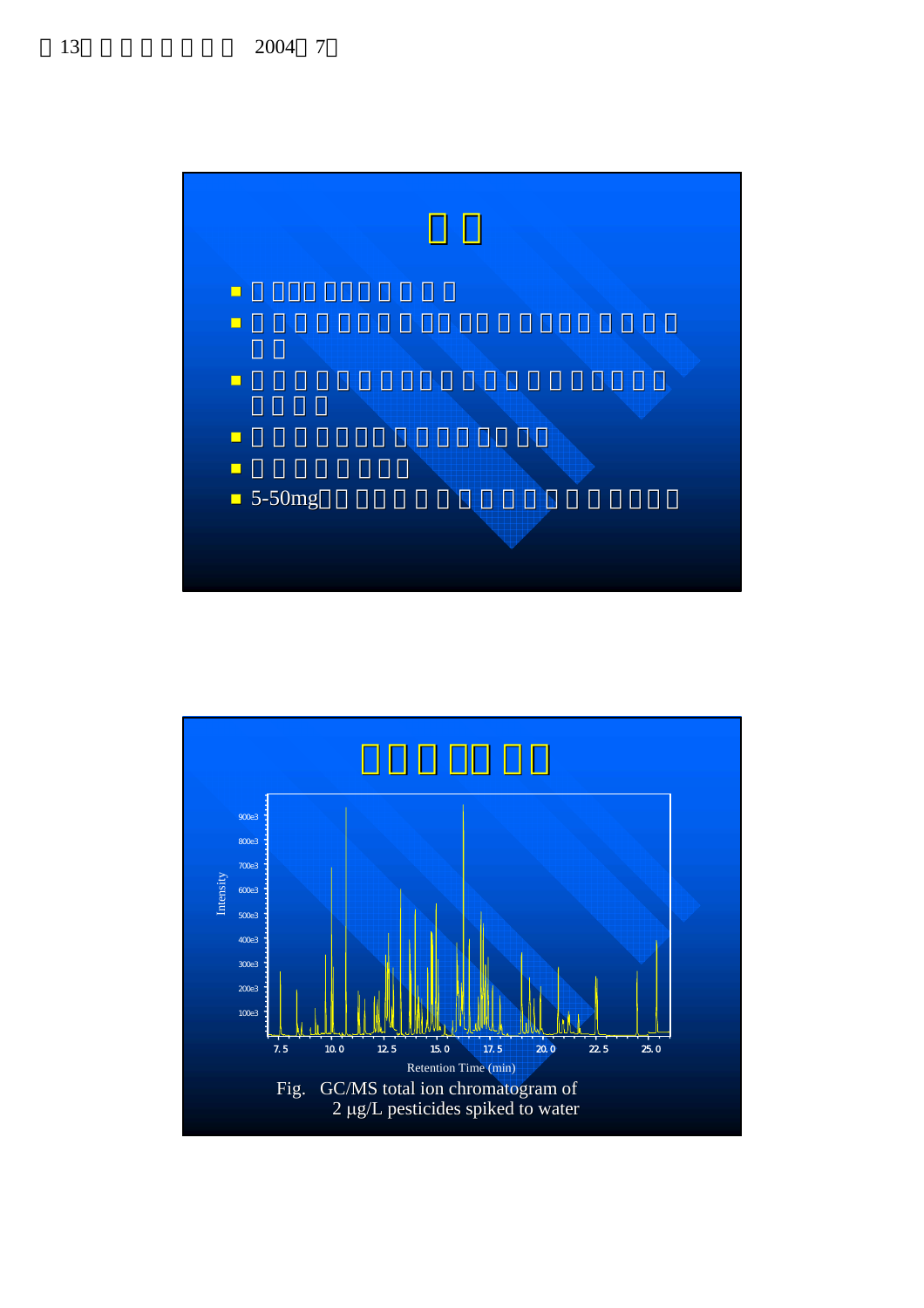- 5-50mg

Intensity

900e3, 800e3, 700e3, 600e3, 500e3, 400e3, 300e3, 200e3, 100e3

7.5, 10.0, 12.5, 15.0, 17.5, 20.0, 22.5, 25.0

Retention Time (min)

Fig. GC/MS total ion chromatogram of 2 μg/L pesticides spiked to water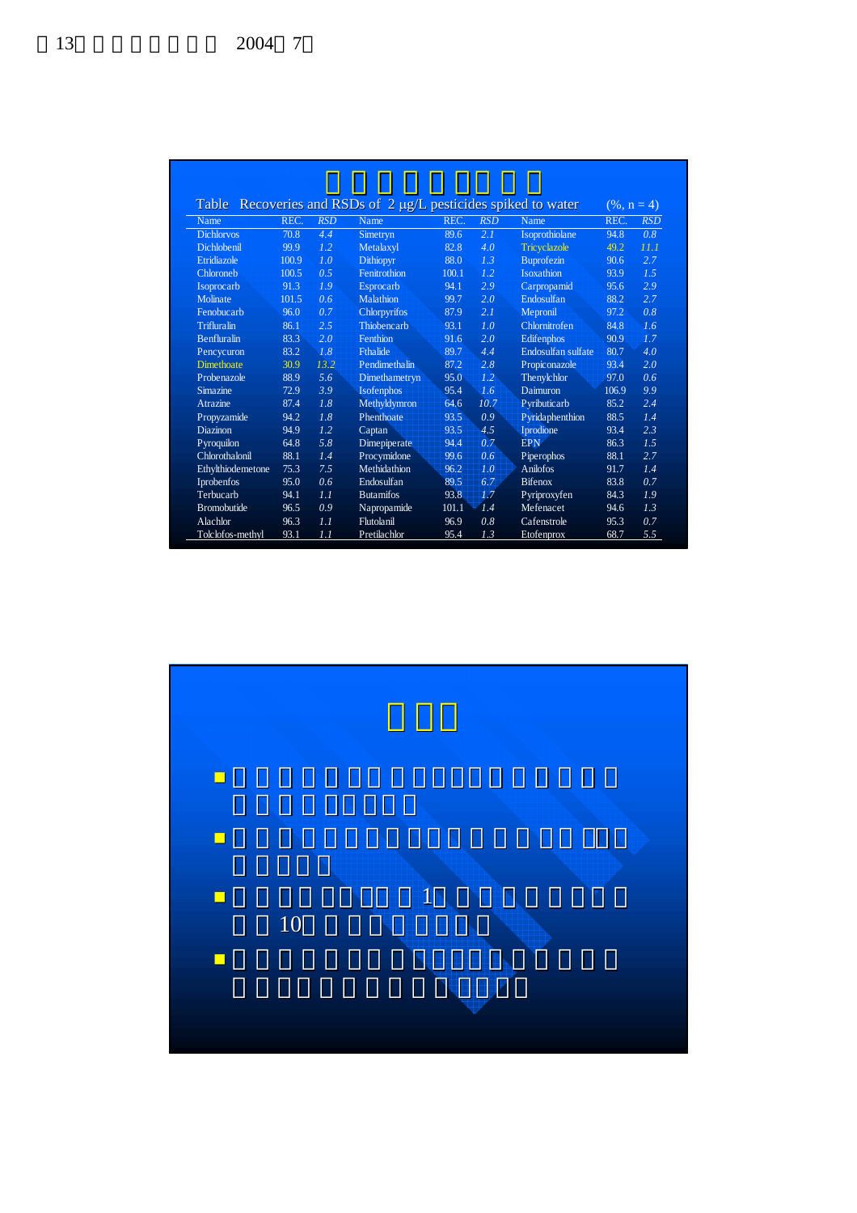Table　Recoveries and RSDs of　2 μg/L pesticides spiked to water　(%, n = 4)

| Name | REC. | RSD | Name | REC. | RSD | Name | REC. | RSD |
|---|---|---|---|---|---|---|---|---|
| Dichlorvos | 70.8 | 4.4 | Simetryn | 89.6 | 2.1 | Isoprothiolane | 94.8 | 0.8 |
| Dichlobenil | 99.9 | 1.2 | Metalaxyl | 82.8 | 4.0 | Tricyclazole | 49.2 | 11.1 |
| Etridiazole | 100.9 | 1.0 | Dithiopyr | 88.0 | 1.3 | Buprofezin | 90.6 | 2.7 |
| Chloroneb | 100.5 | 0.5 | Fenitrothion | 100.1 | 1.2 | Isoxathion | 93.9 | 1.5 |
| Isoprocarb | 91.3 | 1.9 | Esprocarb | 94.1 | 2.9 | Carpropamid | 95.6 | 2.9 |
| Molinate | 101.5 | 0.6 | Malathion | 99.7 | 2.0 | Endosulfan | 88.2 | 2.7 |
| Fenobucarb | 96.0 | 0.7 | Chlorpyrifos | 87.9 | 2.1 | Mepronil | 97.2 | 0.8 |
| Trifluralin | 86.1 | 2.5 | Thiobencarb | 93.1 | 1.0 | Chlornitrofen | 84.8 | 1.6 |
| Benfluralin | 83.3 | 2.0 | Fenthion | 91.6 | 2.0 | Edifenphos | 90.9 | 1.7 |
| Pencycuron | 83.2 | 1.8 | Fthalide | 89.7 | 4.4 | Endosulfan sulfate | 80.7 | 4.0 |
| Dimethoate | 30.9 | 13.2 | Pendimethalin | 87.2 | 2.8 | Propiconazole | 93.4 | 2.0 |
| Probenazole | 88.9 | 5.6 | Dimethametryn | 95.0 | 1.2 | Thenylchlor | 97.0 | 0.6 |
| Simazine | 72.9 | 3.9 | Isofenphos | 95.4 | 1.6 | Daimuron | 106.9 | 9.9 |
| Atrazine | 87.4 | 1.8 | Methyldymron | 64.6 | 10.7 | Pyributicarb | 85.2 | 2.4 |
| Propyzamide | 94.2 | 1.8 | Phenthoate | 93.5 | 0.9 | Pyridaphenthion | 88.5 | 1.4 |
| Diazinon | 94.9 | 1.2 | Captan | 93.5 | 4.5 | Iprodione | 93.4 | 2.3 |
| Pyroquilon | 64.8 | 5.8 | Dimepiperate | 94.4 | 0.7 | EPN | 86.3 | 1.5 |
| Chlorothalonil | 88.1 | 1.4 | Procymidone | 99.6 | 0.6 | Piperophos | 88.1 | 2.7 |
| Ethylthiodemetone | 75.3 | 7.5 | Methidathion | 96.2 | 1.0 | Anilofos | 91.7 | 1.4 |
| Iprobenfos | 95.0 | 0.6 | Endosulfan | 89.5 | 6.7 | Bifenox | 83.8 | 0.7 |
| Terbucarb | 94.1 | 1.1 | Butamifos | 93.8 | 1.7 | Pyriproxyfen | 84.3 | 1.9 |
| Bromobutide | 96.5 | 0.9 | Napropamide | 101.1 | 1.4 | Mefenacet | 94.6 | 1.3 |
| Alachlor | 96.3 | 1.1 | Flutolanil | 96.9 | 0.8 | Cafenstrole | 95.3 | 0.7 |
| Tolclofos-methyl | 93.1 | 1.1 | Pretilachlor | 95.4 | 1.3 | Etofenprox | 68.7 | 5.5 |